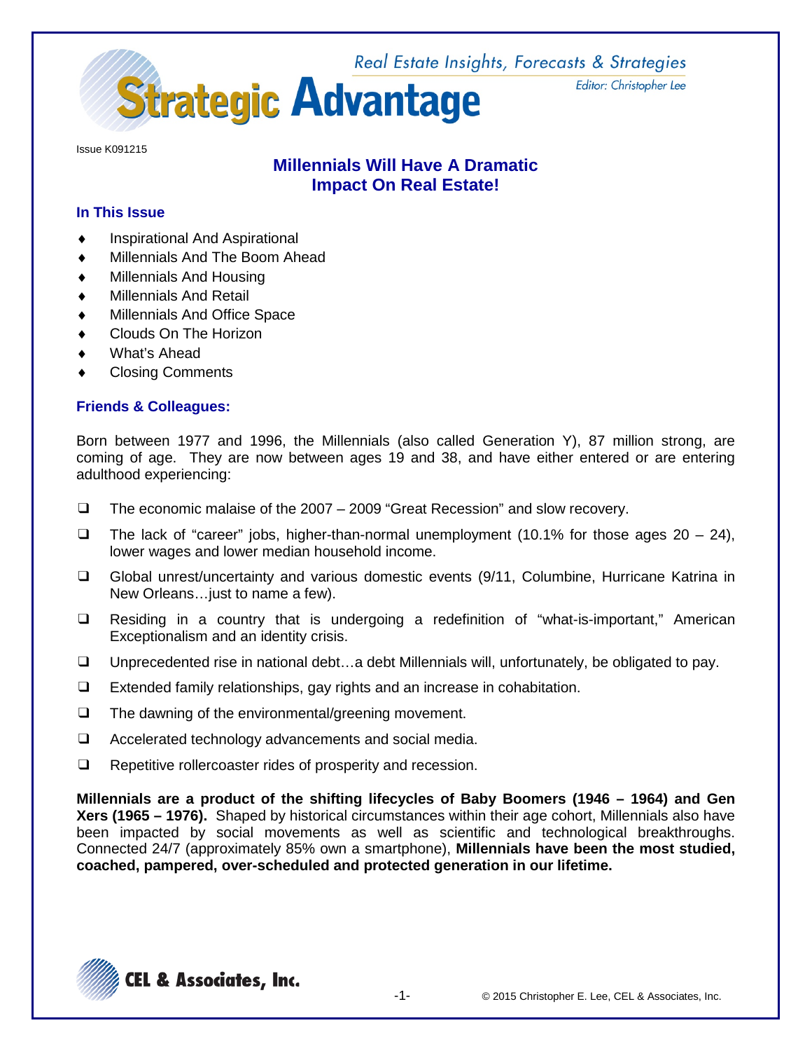# Strategic Advantage

Real Estate Insights, Forecasts & Strategies

Editor: Christopher Lee

Issue K091215

## Millennials Will Have A Dramatic Impact On Real Estate!

### In This Issue

- Inspirational And Aspirational
- Millennials And The Boom Ahead
- Millennials And Housing
- Millennials And Retail
- Millennials And Office Space
- Clouds On The Horizon
- What's Ahead
- Closing Comments

### Friends & Colleagues:

Born between 1977 and 1996, the Millennials (also called Generation Y), 87 million strong, are coming of age. They are now between ages 19 and 38, and have either entered or are entering adulthood experiencing:

- The economic malaise of the 2007 – 2009 "Great Recession" and slow recovery.
- The lack of "career" jobs, higher-than-normal unemployment (10.1% for those ages 20 – 24), lower wages and lower median household income.
- Global unrest/uncertainty and various domestic events (9/11, Columbine, Hurricane Katrina in New Orleans…just to name a few).
- Residing in a country that is undergoing a redefinition of "what-is-important," American Exceptionalism and an identity crisis.
- Unprecedented rise in national debt…a debt Millennials will, unfortunately, be obligated to pay.
- Extended family relationships, gay rights and an increase in cohabitation.
- The dawning of the environmental/greening movement.
- Accelerated technology advancements and social media.
- Repetitive rollercoaster rides of prosperity and recession.

**Millennials are a product of the shifting lifecycles of Baby Boomers (1946 – 1964) and Gen Xers (1965 – 1976).** Shaped by historical circumstances within their age cohort, Millennials also have been impacted by social movements as well as scientific and technological breakthroughs. Connected 24/7 (approximately 85% own a smartphone), **Millennials have been the most studied, coached, pampered, over-scheduled and protected generation in our lifetime.**

CEL & Associates, Inc.

© 2015 Christopher E. Lee, CEL & Associates, Inc.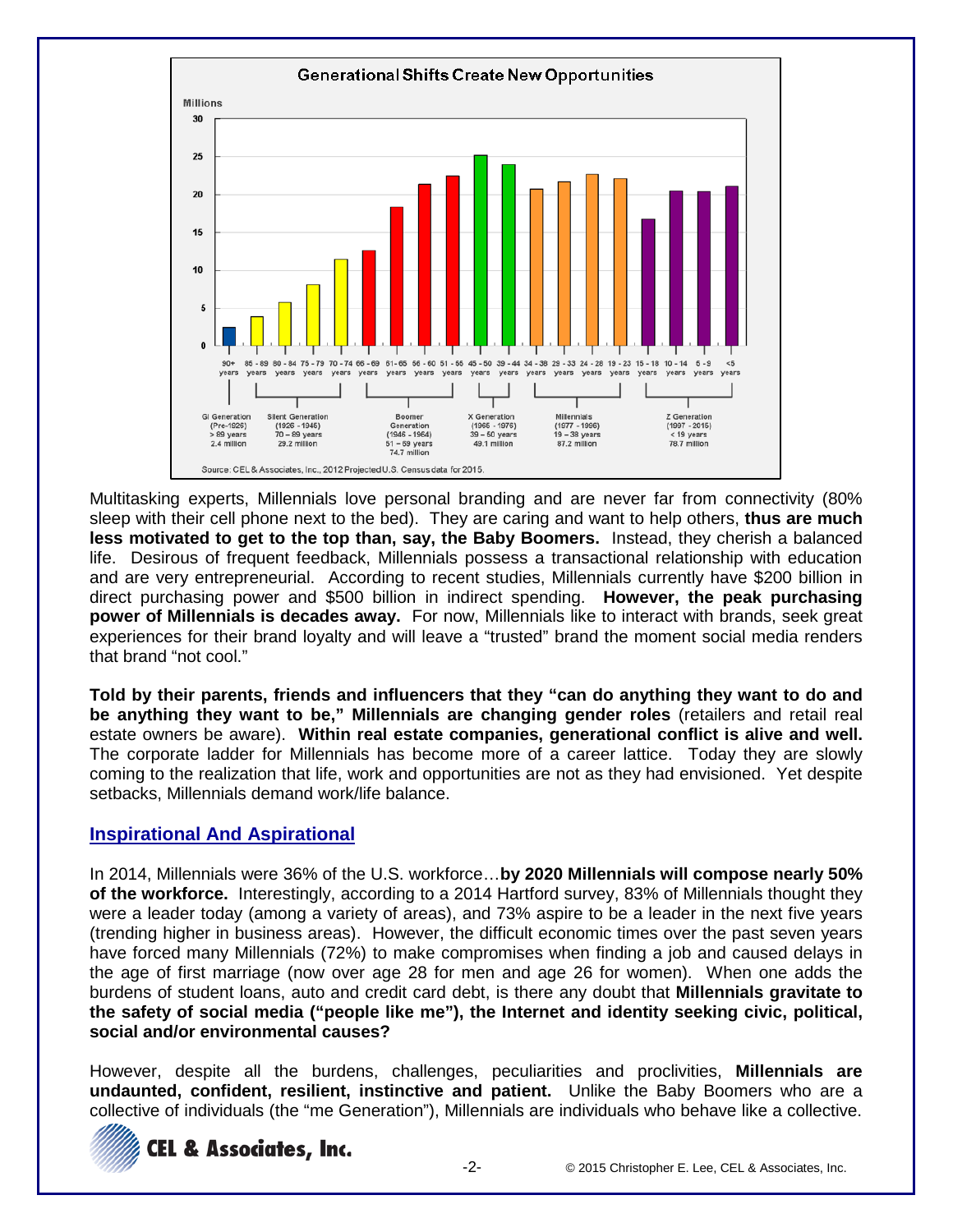**Generational Shifts Create New Opportunities**

Source: CEL & Associates, Inc., 2012 Projected U.S. Census data for 2015.

Multitasking experts, Millennials love personal branding and are never far from connectivity (80% sleep with their cell phone next to the bed). They are caring and want to help others, **thus are much less motivated to get to the top than, say, the Baby Boomers.** Instead, they cherish a balanced life. Desirous of frequent feedback, Millennials possess a transactional relationship with education and are very entrepreneurial. According to recent studies, Millennials currently have $200 billion in direct purchasing power and $500 billion in indirect spending. **However, the peak purchasing power of Millennials is decades away.** For now, Millennials like to interact with brands, seek great experiences for their brand loyalty and will leave a "trusted" brand the moment social media renders that brand "not cool."

**Told by their parents, friends and influencers that they "can do anything they want to do and be anything they want to be," Millennials are changing gender roles** (retailers and retail real estate owners be aware). **Within real estate companies, generational conflict is alive and well.** The corporate ladder for Millennials has become more of a career lattice. Today they are slowly coming to the realization that life, work and opportunities are not as they had envisioned. Yet despite setbacks, Millennials demand work/life balance.

## Inspirational And Aspirational

In 2014, Millennials were 36% of the U.S. workforce…**by 2020 Millennials will compose nearly 50% of the workforce.** Interestingly, according to a 2014 Hartford survey, 83% of Millennials thought they were a leader today (among a variety of areas), and 73% aspire to be a leader in the next five years (trending higher in business areas). However, the difficult economic times over the past seven years have forced many Millennials (72%) to make compromises when finding a job and caused delays in the age of first marriage (now over age 28 for men and age 26 for women). When one adds the burdens of student loans, auto and credit card debt, is there any doubt that **Millennials gravitate to the safety of social media ("people like me"), the Internet and identity seeking civic, political, social and/or environmental causes?**

However, despite all the burdens, challenges, peculiarities and proclivities, **Millennials are undaunted, confident, resilient, instinctive and patient.** Unlike the Baby Boomers who are a collective of individuals (the "me Generation"), Millennials are individuals who behave like a collective.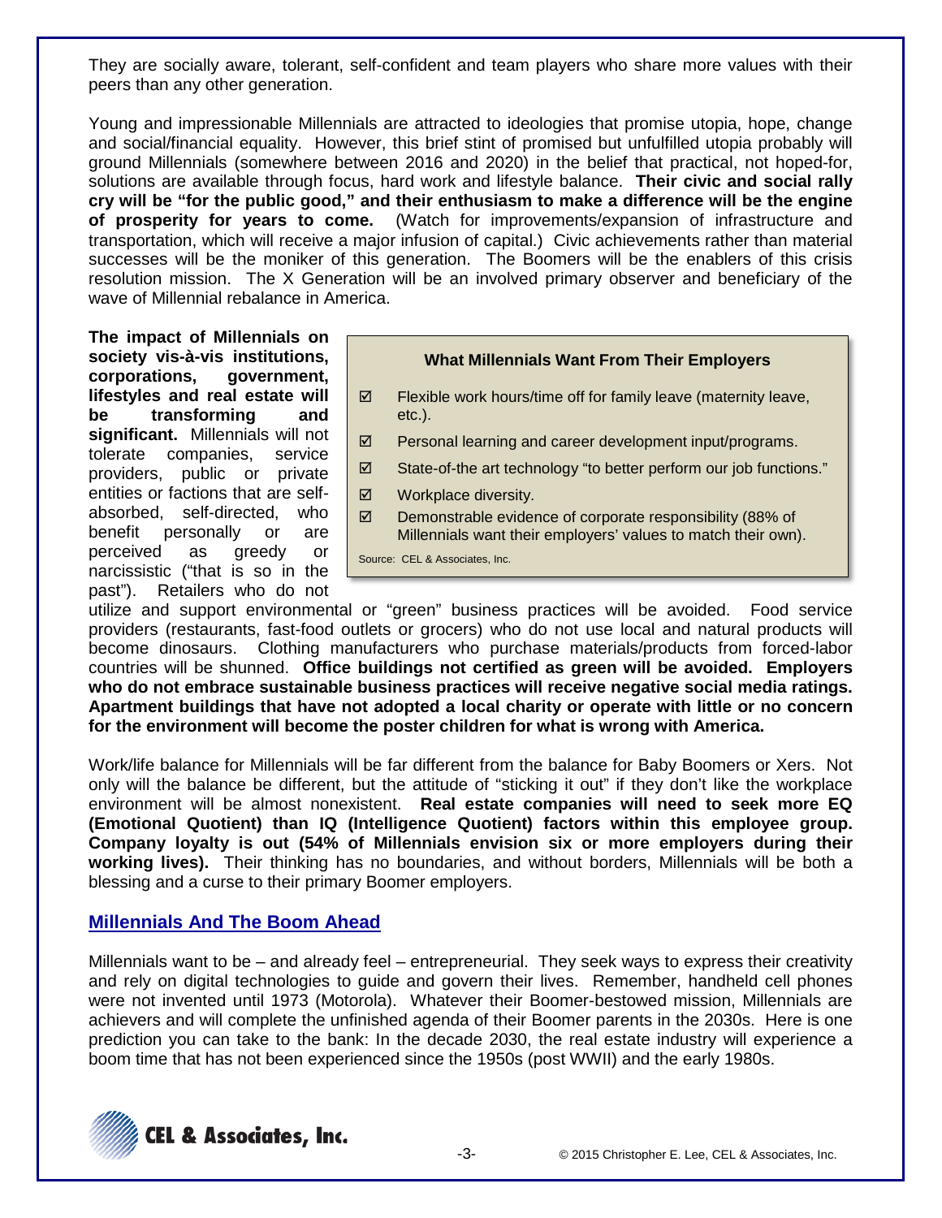They are socially aware, tolerant, self-confident and team players who share more values with their peers than any other generation.

Young and impressionable Millennials are attracted to ideologies that promise utopia, hope, change and social/financial equality. However, this brief stint of promised but unfulfilled utopia probably will ground Millennials (somewhere between 2016 and 2020) in the belief that practical, not hoped-for, solutions are available through focus, hard work and lifestyle balance. **Their civic and social rally cry will be "for the public good," and their enthusiasm to make a difference will be the engine of prosperity for years to come.** (Watch for improvements/expansion of infrastructure and transportation, which will receive a major infusion of capital.) Civic achievements rather than material successes will be the moniker of this generation. The Boomers will be the enablers of this crisis resolution mission. The X Generation will be an involved primary observer and beneficiary of the wave of Millennial rebalance in America.

**What Millennials Want From Their Employers**

- ☑ Flexible work hours/time off for family leave (maternity leave, etc.).
- ☑ Personal learning and career development input/programs.
- ☑ State-of-the art technology "to better perform our job functions."
- ☑ Workplace diversity.
- ☑ Demonstrable evidence of corporate responsibility (88% of Millennials want their employers' values to match their own).

Source: CEL & Associates, Inc.

**The impact of Millennials on society vis-à-vis institutions, corporations, government, lifestyles and real estate will be transforming and significant.** Millennials will not tolerate companies, service providers, public or private entities or factions that are self-absorbed, self-directed, who benefit personally or are perceived as greedy or narcissistic ("that is so in the past"). Retailers who do not utilize and support environmental or "green" business practices will be avoided. Food service providers (restaurants, fast-food outlets or grocers) who do not use local and natural products will become dinosaurs. Clothing manufacturers who purchase materials/products from forced-labor countries will be shunned. **Office buildings not certified as green will be avoided. Employers who do not embrace sustainable business practices will receive negative social media ratings. Apartment buildings that have not adopted a local charity or operate with little or no concern for the environment will become the poster children for what is wrong with America.**

Work/life balance for Millennials will be far different from the balance for Baby Boomers or Xers. Not only will the balance be different, but the attitude of "sticking it out" if they don't like the workplace environment will be almost nonexistent. **Real estate companies will need to seek more EQ (Emotional Quotient) than IQ (Intelligence Quotient) factors within this employee group. Company loyalty is out (54% of Millennials envision six or more employers during their working lives).** Their thinking has no boundaries, and without borders, Millennials will be both a blessing and a curse to their primary Boomer employers.

## Millennials And The Boom Ahead

Millennials want to be – and already feel – entrepreneurial. They seek ways to express their creativity and rely on digital technologies to guide and govern their lives. Remember, handheld cell phones were not invented until 1973 (Motorola). Whatever their Boomer-bestowed mission, Millennials are achievers and will complete the unfinished agenda of their Boomer parents in the 2030s. Here is one prediction you can take to the bank: In the decade 2030, the real estate industry will experience a boom time that has not been experienced since the 1950s (post WWII) and the early 1980s.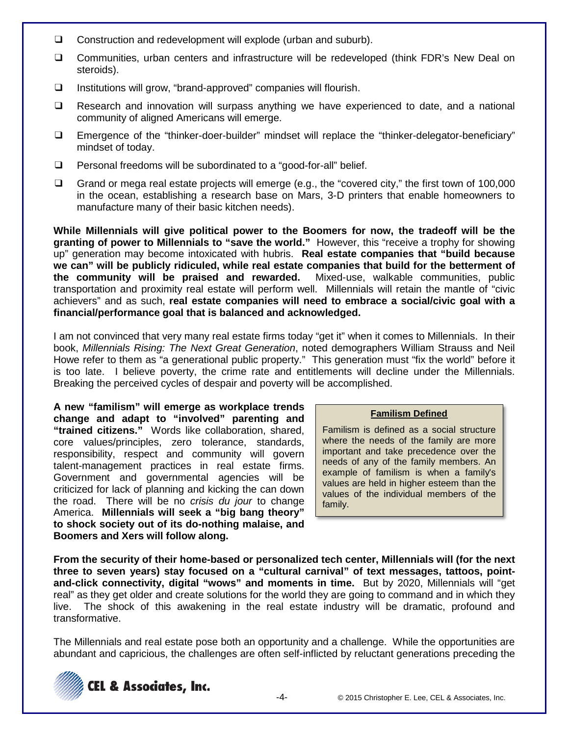- Construction and redevelopment will explode (urban and suburb).
- Communities, urban centers and infrastructure will be redeveloped (think FDR's New Deal on steroids).
- Institutions will grow, "brand-approved" companies will flourish.
- Research and innovation will surpass anything we have experienced to date, and a national community of aligned Americans will emerge.
- Emergence of the "thinker-doer-builder" mindset will replace the "thinker-delegator-beneficiary" mindset of today.
- Personal freedoms will be subordinated to a "good-for-all" belief.
- Grand or mega real estate projects will emerge (e.g., the "covered city," the first town of 100,000 in the ocean, establishing a research base on Mars, 3-D printers that enable homeowners to manufacture many of their basic kitchen needs).

**While Millennials will give political power to the Boomers for now, the tradeoff will be the granting of power to Millennials to "save the world."** However, this "receive a trophy for showing up" generation may become intoxicated with hubris. **Real estate companies that "build because we can" will be publicly ridiculed, while real estate companies that build for the betterment of the community will be praised and rewarded.** Mixed-use, walkable communities, public transportation and proximity real estate will perform well. Millennials will retain the mantle of "civic achievers" and as such, **real estate companies will need to embrace a social/civic goal with a financial/performance goal that is balanced and acknowledged.**

I am not convinced that very many real estate firms today "get it" when it comes to Millennials. In their book, *Millennials Rising: The Next Great Generation*, noted demographers William Strauss and Neil Howe refer to them as "a generational public property." This generation must "fix the world" before it is too late. I believe poverty, the crime rate and entitlements will decline under the Millennials. Breaking the perceived cycles of despair and poverty will be accomplished.

**A new "familism" will emerge as workplace trends change and adapt to "involved" parenting and "trained citizens."** Words like collaboration, shared, core values/principles, zero tolerance, standards, responsibility, respect and community will govern talent-management practices in real estate firms. Government and governmental agencies will be criticized for lack of planning and kicking the can down the road. There will be no *crisis du jour* to change America. **Millennials will seek a "big bang theory" to shock society out of its do-nothing malaise, and Boomers and Xers will follow along.**

> **Familism Defined**
>
> Familism is defined as a social structure where the needs of the family are more important and take precedence over the needs of any of the family members. An example of familism is when a family's values are held in higher esteem than the values of the individual members of the family.

**From the security of their home-based or personalized tech center, Millennials will (for the next three to seven years) stay focused on a "cultural carnival" of text messages, tattoos, point-and-click connectivity, digital "wows" and moments in time.** But by 2020, Millennials will "get real" as they get older and create solutions for the world they are going to command and in which they live. The shock of this awakening in the real estate industry will be dramatic, profound and transformative.

The Millennials and real estate pose both an opportunity and a challenge. While the opportunities are abundant and capricious, the challenges are often self-inflicted by reluctant generations preceding the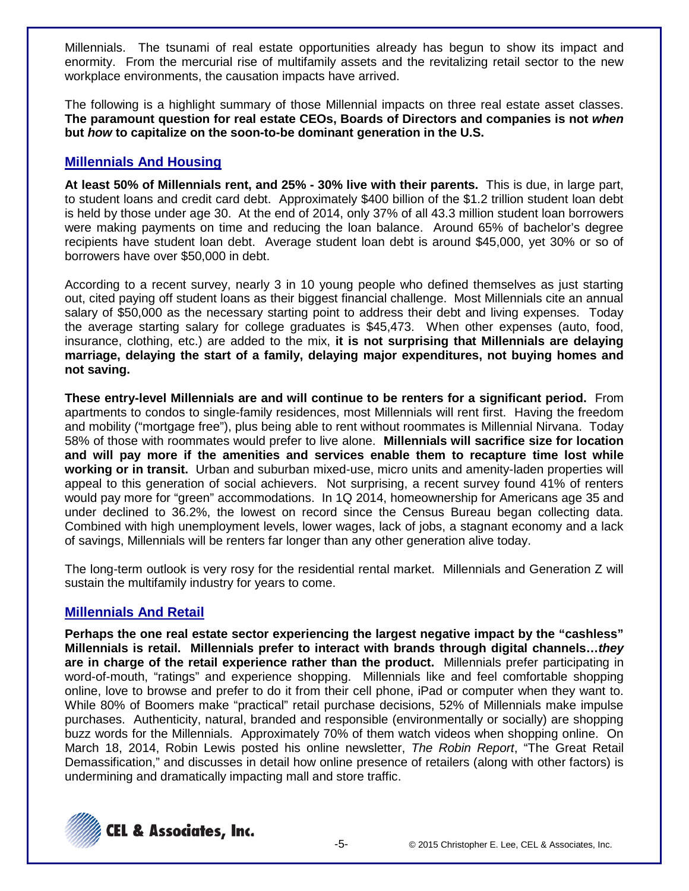Millennials. The tsunami of real estate opportunities already has begun to show its impact and enormity. From the mercurial rise of multifamily assets and the revitalizing retail sector to the new workplace environments, the causation impacts have arrived.

The following is a highlight summary of those Millennial impacts on three real estate asset classes. **The paramount question for real estate CEOs, Boards of Directors and companies is not *when* but *how* to capitalize on the soon-to-be dominant generation in the U.S.**

## Millennials And Housing

**At least 50% of Millennials rent, and 25% - 30% live with their parents.** This is due, in large part, to student loans and credit card debt. Approximately $400 billion of the $1.2 trillion student loan debt is held by those under age 30. At the end of 2014, only 37% of all 43.3 million student loan borrowers were making payments on time and reducing the loan balance. Around 65% of bachelor's degree recipients have student loan debt. Average student loan debt is around $45,000, yet 30% or so of borrowers have over $50,000 in debt.

According to a recent survey, nearly 3 in 10 young people who defined themselves as just starting out, cited paying off student loans as their biggest financial challenge. Most Millennials cite an annual salary of $50,000 as the necessary starting point to address their debt and living expenses. Today the average starting salary for college graduates is $45,473. When other expenses (auto, food, insurance, clothing, etc.) are added to the mix, **it is not surprising that Millennials are delaying marriage, delaying the start of a family, delaying major expenditures, not buying homes and not saving.**

**These entry-level Millennials are and will continue to be renters for a significant period.** From apartments to condos to single-family residences, most Millennials will rent first. Having the freedom and mobility ("mortgage free"), plus being able to rent without roommates is Millennial Nirvana. Today 58% of those with roommates would prefer to live alone. **Millennials will sacrifice size for location and will pay more if the amenities and services enable them to recapture time lost while working or in transit.** Urban and suburban mixed-use, micro units and amenity-laden properties will appeal to this generation of social achievers. Not surprising, a recent survey found 41% of renters would pay more for "green" accommodations. In 1Q 2014, homeownership for Americans age 35 and under declined to 36.2%, the lowest on record since the Census Bureau began collecting data. Combined with high unemployment levels, lower wages, lack of jobs, a stagnant economy and a lack of savings, Millennials will be renters far longer than any other generation alive today.

The long-term outlook is very rosy for the residential rental market. Millennials and Generation Z will sustain the multifamily industry for years to come.

## Millennials And Retail

**Perhaps the one real estate sector experiencing the largest negative impact by the "cashless" Millennials is retail. Millennials prefer to interact with brands through digital channels…*they* are in charge of the retail experience rather than the product.** Millennials prefer participating in word-of-mouth, "ratings" and experience shopping. Millennials like and feel comfortable shopping online, love to browse and prefer to do it from their cell phone, iPad or computer when they want to. While 80% of Boomers make "practical" retail purchase decisions, 52% of Millennials make impulse purchases. Authenticity, natural, branded and responsible (environmentally or socially) are shopping buzz words for the Millennials. Approximately 70% of them watch videos when shopping online. On March 18, 2014, Robin Lewis posted his online newsletter, *The Robin Report*, "The Great Retail Demassification," and discusses in detail how online presence of retailers (along with other factors) is undermining and dramatically impacting mall and store traffic.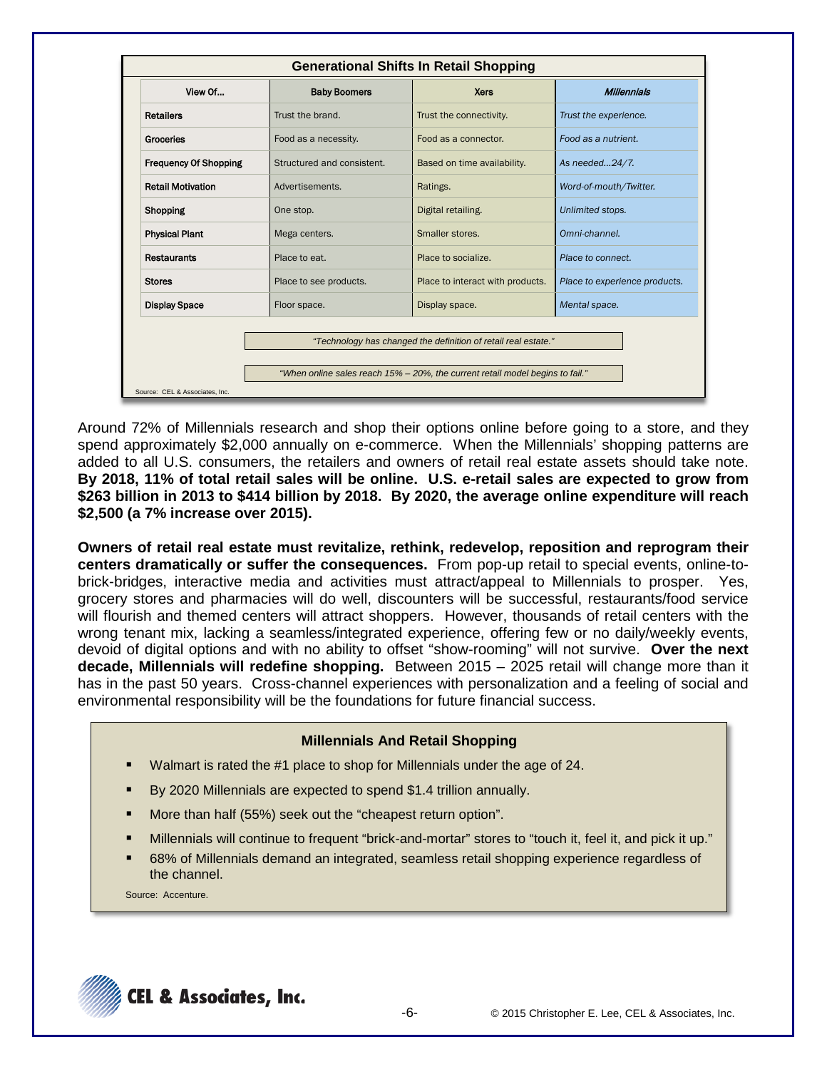**Generational Shifts In Retail Shopping**

| View Of... | Baby Boomers | Xers | *Millennials* |
|---|---|---|---|
| Retailers | Trust the brand. | Trust the connectivity. | *Trust the experience.* |
| Groceries | Food as a necessity. | Food as a connector. | *Food as a nutrient.* |
| Frequency Of Shopping | Structured and consistent. | Based on time availability. | *As needed…24/7.* |
| Retail Motivation | Advertisements. | Ratings. | *Word-of-mouth/Twitter.* |
| Shopping | One stop. | Digital retailing. | *Unlimited stops.* |
| Physical Plant | Mega centers. | Smaller stores. | *Omni-channel.* |
| Restaurants | Place to eat. | Place to socialize. | *Place to connect.* |
| Stores | Place to see products. | Place to interact with products. | *Place to experience products.* |
| Display Space | Floor space. | Display space. | *Mental space.* |

*"Technology has changed the definition of retail real estate."*

*"When online sales reach 15% – 20%, the current retail model begins to fail."*

Source: CEL & Associates, Inc.

Around 72% of Millennials research and shop their options online before going to a store, and they spend approximately $2,000 annually on e-commerce. When the Millennials' shopping patterns are added to all U.S. consumers, the retailers and owners of retail real estate assets should take note. **By 2018, 11% of total retail sales will be online. U.S. e-retail sales are expected to grow from $263 billion in 2013 to $414 billion by 2018. By 2020, the average online expenditure will reach $2,500 (a 7% increase over 2015).**

**Owners of retail real estate must revitalize, rethink, redevelop, reposition and reprogram their centers dramatically or suffer the consequences.** From pop-up retail to special events, online-to-brick-bridges, interactive media and activities must attract/appeal to Millennials to prosper. Yes, grocery stores and pharmacies will do well, discounters will be successful, restaurants/food service will flourish and themed centers will attract shoppers. However, thousands of retail centers with the wrong tenant mix, lacking a seamless/integrated experience, offering few or no daily/weekly events, devoid of digital options and with no ability to offset "show-rooming" will not survive. **Over the next decade, Millennials will redefine shopping.** Between 2015 – 2025 retail will change more than it has in the past 50 years. Cross-channel experiences with personalization and a feeling of social and environmental responsibility will be the foundations for future financial success.

**Millennials And Retail Shopping**

- Walmart is rated the #1 place to shop for Millennials under the age of 24.
- By 2020 Millennials are expected to spend $1.4 trillion annually.
- More than half (55%) seek out the "cheapest return option".
- Millennials will continue to frequent "brick-and-mortar" stores to "touch it, feel it, and pick it up."
- 68% of Millennials demand an integrated, seamless retail shopping experience regardless of the channel.

Source: Accenture.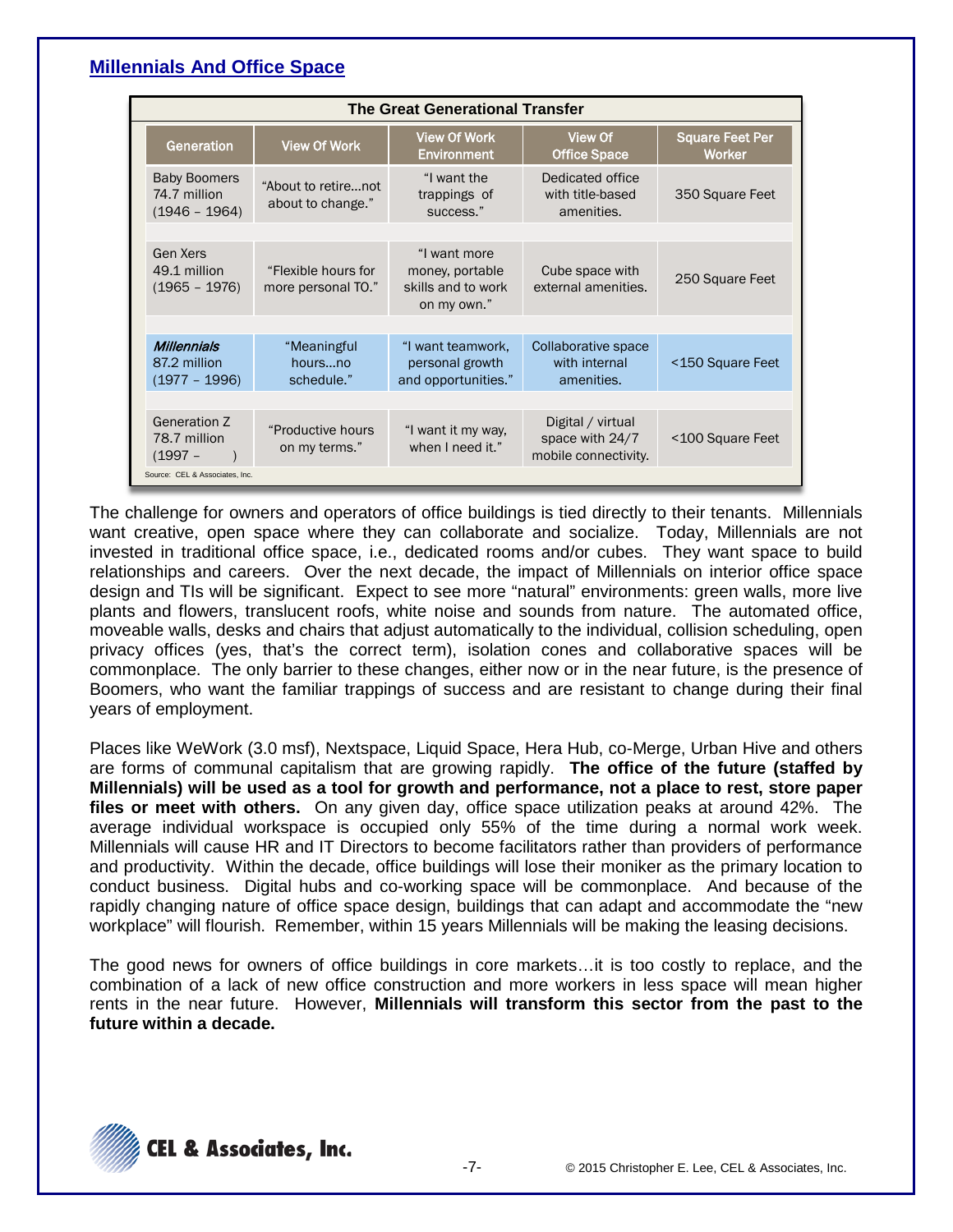## Millennials And Office Space

| The Great Generational Transfer | | | | |
|---|---|---|---|---|
| Generation | View Of Work | View Of Work Environment | View Of Office Space | Square Feet Per Worker |
| Baby Boomers 74.7 million (1946 – 1964) | "About to retire…not about to change." | "I want the trappings of success." | Dedicated office with title-based amenities. | 350 Square Feet |
| Gen Xers 49.1 million (1965 – 1976) | "Flexible hours for more personal TO." | "I want more money, portable skills and to work on my own." | Cube space with external amenities. | 250 Square Feet |
| *Millennials* 87.2 million (1977 – 1996) | "Meaningful hours…no schedule." | "I want teamwork, personal growth and opportunities." | Collaborative space with internal amenities. | <150 Square Feet |
| Generation Z 78.7 million (1997 – ) | "Productive hours on my terms." | "I want it my way, when I need it." | Digital / virtual space with 24/7 mobile connectivity. | <100 Square Feet |

Source: CEL & Associates, Inc.

The challenge for owners and operators of office buildings is tied directly to their tenants. Millennials want creative, open space where they can collaborate and socialize. Today, Millennials are not invested in traditional office space, i.e., dedicated rooms and/or cubes. They want space to build relationships and careers. Over the next decade, the impact of Millennials on interior office space design and TIs will be significant. Expect to see more "natural" environments: green walls, more live plants and flowers, translucent roofs, white noise and sounds from nature. The automated office, moveable walls, desks and chairs that adjust automatically to the individual, collision scheduling, open privacy offices (yes, that's the correct term), isolation cones and collaborative spaces will be commonplace. The only barrier to these changes, either now or in the near future, is the presence of Boomers, who want the familiar trappings of success and are resistant to change during their final years of employment.

Places like WeWork (3.0 msf), Nextspace, Liquid Space, Hera Hub, co-Merge, Urban Hive and others are forms of communal capitalism that are growing rapidly. **The office of the future (staffed by Millennials) will be used as a tool for growth and performance, not a place to rest, store paper files or meet with others.** On any given day, office space utilization peaks at around 42%. The average individual workspace is occupied only 55% of the time during a normal work week. Millennials will cause HR and IT Directors to become facilitators rather than providers of performance and productivity. Within the decade, office buildings will lose their moniker as the primary location to conduct business. Digital hubs and co-working space will be commonplace. And because of the rapidly changing nature of office space design, buildings that can adapt and accommodate the "new workplace" will flourish. Remember, within 15 years Millennials will be making the leasing decisions.

The good news for owners of office buildings in core markets…it is too costly to replace, and the combination of a lack of new office construction and more workers in less space will mean higher rents in the near future. However, **Millennials will transform this sector from the past to the future within a decade.**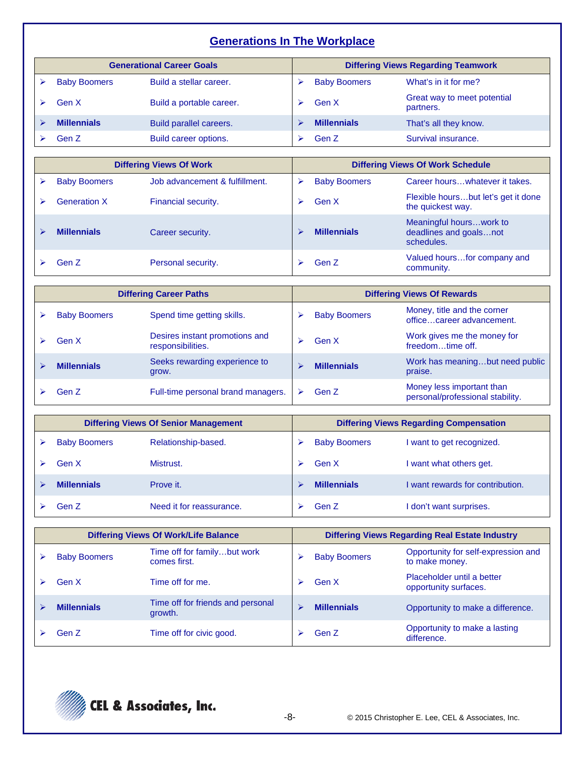# Generations In The Workplace

| Generational Career Goals | |
|---|---|
| Baby Boomers | Build a stellar career. |
| Gen X | Build a portable career. |
| **Millennials** | Build parallel careers. |
| Gen Z | Build career options. |

| Differing Views Regarding Teamwork | |
|---|---|
| Baby Boomers | What's in it for me? |
| Gen X | Great way to meet potential partners. |
| **Millennials** | That's all they know. |
| Gen Z | Survival insurance. |

| Differing Views Of Work | |
|---|---|
| Baby Boomers | Job advancement & fulfillment. |
| Generation X | Financial security. |
| **Millennials** | Career security. |
| Gen Z | Personal security. |

| Differing Views Of Work Schedule | |
|---|---|
| Baby Boomers | Career hours…whatever it takes. |
| Gen X | Flexible hours…but let's get it done the quickest way. |
| **Millennials** | Meaningful hours…work to deadlines and goals…not schedules. |
| Gen Z | Valued hours…for company and community. |

| Differing Career Paths | |
|---|---|
| Baby Boomers | Spend time getting skills. |
| Gen X | Desires instant promotions and responsibilities. |
| **Millennials** | Seeks rewarding experience to grow. |
| Gen Z | Full-time personal brand managers. |

| Differing Views Of Rewards | |
|---|---|
| Baby Boomers | Money, title and the corner office…career advancement. |
| Gen X | Work gives me the money for freedom…time off. |
| **Millennials** | Work has meaning…but need public praise. |
| Gen Z | Money less important than personal/professional stability. |

| Differing Views Of Senior Management | |
|---|---|
| Baby Boomers | Relationship-based. |
| Gen X | Mistrust. |
| **Millennials** | Prove it. |
| Gen Z | Need it for reassurance. |

| Differing Views Regarding Compensation | |
|---|---|
| Baby Boomers | I want to get recognized. |
| Gen X | I want what others get. |
| **Millennials** | I want rewards for contribution. |
| Gen Z | I don't want surprises. |

| Differing Views Of Work/Life Balance | |
|---|---|
| Baby Boomers | Time off for family…but work comes first. |
| Gen X | Time off for me. |
| **Millennials** | Time off for friends and personal growth. |
| Gen Z | Time off for civic good. |

| Differing Views Regarding Real Estate Industry | |
|---|---|
| Baby Boomers | Opportunity for self-expression and to make money. |
| Gen X | Placeholder until a better opportunity surfaces. |
| **Millennials** | Opportunity to make a difference. |
| Gen Z | Opportunity to make a lasting difference. |

CEL & Associates, Inc.

© 2015 Christopher E. Lee, CEL & Associates, Inc.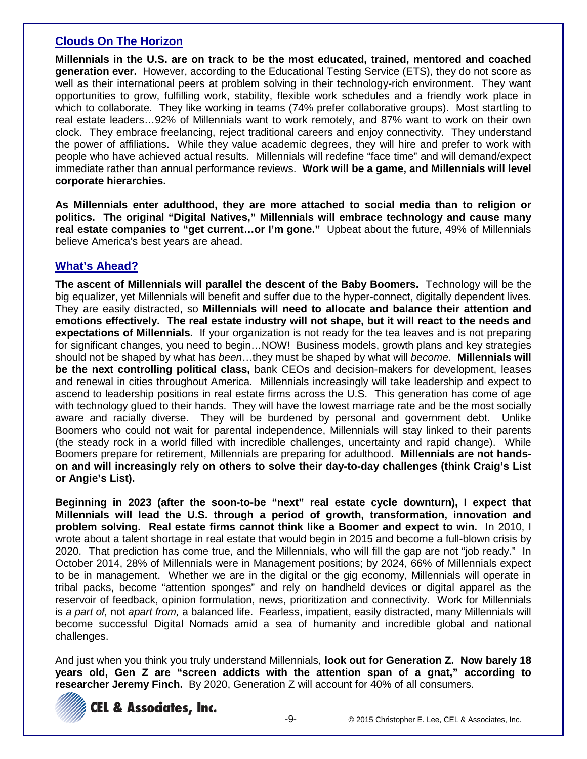## Clouds On The Horizon

**Millennials in the U.S. are on track to be the most educated, trained, mentored and coached generation ever.** However, according to the Educational Testing Service (ETS), they do not score as well as their international peers at problem solving in their technology-rich environment. They want opportunities to grow, fulfilling work, stability, flexible work schedules and a friendly work place in which to collaborate. They like working in teams (74% prefer collaborative groups). Most startling to real estate leaders…92% of Millennials want to work remotely, and 87% want to work on their own clock. They embrace freelancing, reject traditional careers and enjoy connectivity. They understand the power of affiliations. While they value academic degrees, they will hire and prefer to work with people who have achieved actual results. Millennials will redefine "face time" and will demand/expect immediate rather than annual performance reviews. **Work will be a game, and Millennials will level corporate hierarchies.**

**As Millennials enter adulthood, they are more attached to social media than to religion or politics. The original "Digital Natives," Millennials will embrace technology and cause many real estate companies to "get current…or I'm gone."** Upbeat about the future, 49% of Millennials believe America's best years are ahead.

## What's Ahead?

**The ascent of Millennials will parallel the descent of the Baby Boomers.** Technology will be the big equalizer, yet Millennials will benefit and suffer due to the hyper-connect, digitally dependent lives. They are easily distracted, so **Millennials will need to allocate and balance their attention and emotions effectively. The real estate industry will not shape, but it will react to the needs and expectations of Millennials.** If your organization is not ready for the tea leaves and is not preparing for significant changes, you need to begin…NOW! Business models, growth plans and key strategies should not be shaped by what has *been*…they must be shaped by what will *become*. **Millennials will be the next controlling political class,** bank CEOs and decision-makers for development, leases and renewal in cities throughout America. Millennials increasingly will take leadership and expect to ascend to leadership positions in real estate firms across the U.S. This generation has come of age with technology glued to their hands. They will have the lowest marriage rate and be the most socially aware and racially diverse. They will be burdened by personal and government debt. Unlike Boomers who could not wait for parental independence, Millennials will stay linked to their parents (the steady rock in a world filled with incredible challenges, uncertainty and rapid change). While Boomers prepare for retirement, Millennials are preparing for adulthood. **Millennials are not hands-on and will increasingly rely on others to solve their day-to-day challenges (think Craig's List or Angie's List).**

**Beginning in 2023 (after the soon-to-be "next" real estate cycle downturn), I expect that Millennials will lead the U.S. through a period of growth, transformation, innovation and problem solving. Real estate firms cannot think like a Boomer and expect to win.** In 2010, I wrote about a talent shortage in real estate that would begin in 2015 and become a full-blown crisis by 2020. That prediction has come true, and the Millennials, who will fill the gap are not "job ready." In October 2014, 28% of Millennials were in Management positions; by 2024, 66% of Millennials expect to be in management. Whether we are in the digital or the gig economy, Millennials will operate in tribal packs, become "attention sponges" and rely on handheld devices or digital apparel as the reservoir of feedback, opinion formulation, news, prioritization and connectivity. Work for Millennials is *a part of,* not *apart from,* a balanced life. Fearless, impatient, easily distracted, many Millennials will become successful Digital Nomads amid a sea of humanity and incredible global and national challenges.

And just when you think you truly understand Millennials, **look out for Generation Z. Now barely 18 years old, Gen Z are "screen addicts with the attention span of a gnat," according to researcher Jeremy Finch.** By 2020, Generation Z will account for 40% of all consumers.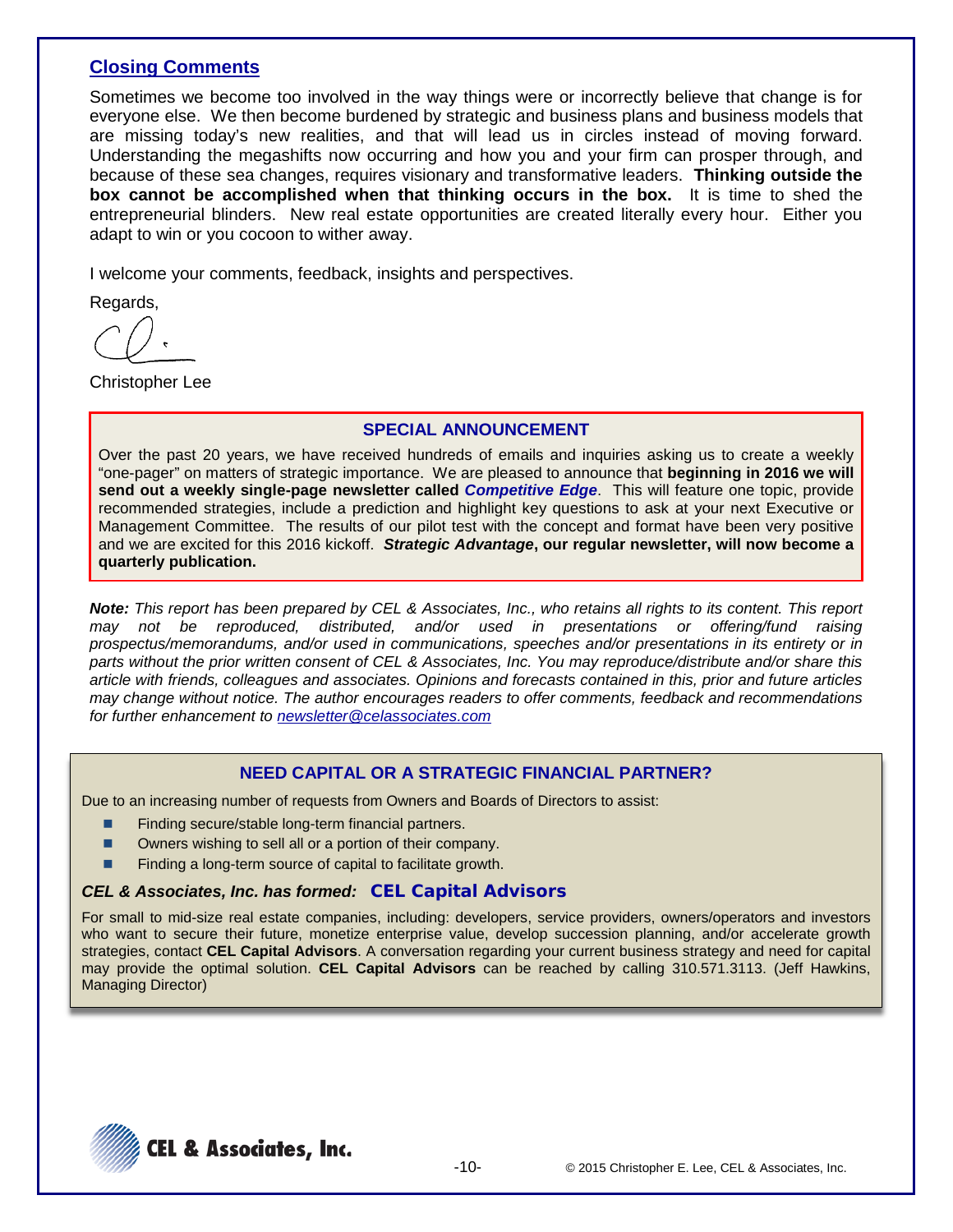## Closing Comments

Sometimes we become too involved in the way things were or incorrectly believe that change is for everyone else. We then become burdened by strategic and business plans and business models that are missing today's new realities, and that will lead us in circles instead of moving forward. Understanding the megashifts now occurring and how you and your firm can prosper through, and because of these sea changes, requires visionary and transformative leaders. **Thinking outside the box cannot be accomplished when that thinking occurs in the box.** It is time to shed the entrepreneurial blinders. New real estate opportunities are created literally every hour. Either you adapt to win or you cocoon to wither away.

I welcome your comments, feedback, insights and perspectives.

Regards,

Christopher Lee

### SPECIAL ANNOUNCEMENT

Over the past 20 years, we have received hundreds of emails and inquiries asking us to create a weekly "one-pager" on matters of strategic importance. We are pleased to announce that **beginning in 2016 we will send out a weekly single-page newsletter called *Competitive Edge***. This will feature one topic, provide recommended strategies, include a prediction and highlight key questions to ask at your next Executive or Management Committee. The results of our pilot test with the concept and format have been very positive and we are excited for this 2016 kickoff. ***Strategic Advantage*, our regular newsletter, will now become a quarterly publication.**

***Note:*** *This report has been prepared by CEL & Associates, Inc., who retains all rights to its content. This report may not be reproduced, distributed, and/or used in presentations or offering/fund raising prospectus/memorandums, and/or used in communications, speeches and/or presentations in its entirety or in parts without the prior written consent of CEL & Associates, Inc. You may reproduce/distribute and/or share this article with friends, colleagues and associates. Opinions and forecasts contained in this, prior and future articles may change without notice. The author encourages readers to offer comments, feedback and recommendations for further enhancement to newsletter@celassociates.com*

### NEED CAPITAL OR A STRATEGIC FINANCIAL PARTNER?

Due to an increasing number of requests from Owners and Boards of Directors to assist:

- Finding secure/stable long-term financial partners.
- Owners wishing to sell all or a portion of their company.
- Finding a long-term source of capital to facilitate growth.

***CEL & Associates, Inc. has formed:*** **CEL Capital Advisors**

For small to mid-size real estate companies, including: developers, service providers, owners/operators and investors who want to secure their future, monetize enterprise value, develop succession planning, and/or accelerate growth strategies, contact **CEL Capital Advisors**. A conversation regarding your current business strategy and need for capital may provide the optimal solution. **CEL Capital Advisors** can be reached by calling 310.571.3113. (Jeff Hawkins, Managing Director)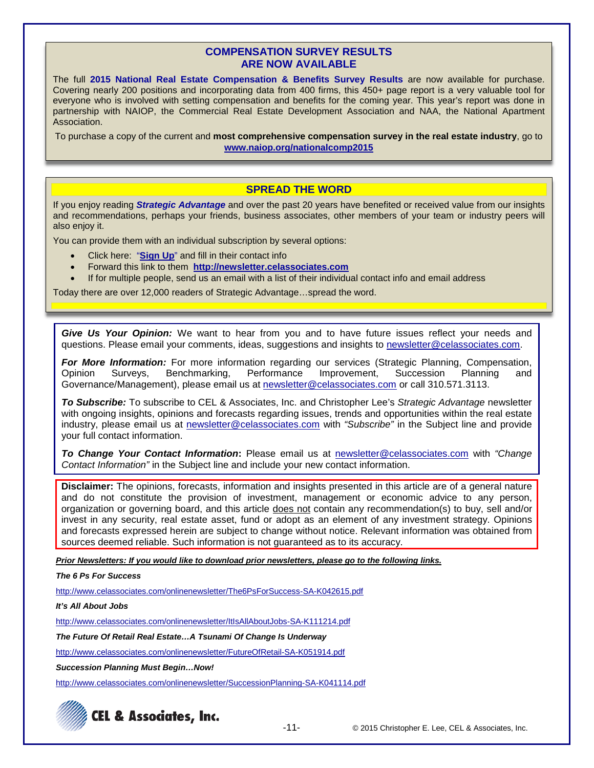## COMPENSATION SURVEY RESULTS ARE NOW AVAILABLE

The full **2015 National Real Estate Compensation & Benefits Survey Results** are now available for purchase. Covering nearly 200 positions and incorporating data from 400 firms, this 450+ page report is a very valuable tool for everyone who is involved with setting compensation and benefits for the coming year. This year's report was done in partnership with NAIOP, the Commercial Real Estate Development Association and NAA, the National Apartment Association.

To purchase a copy of the current and **most comprehensive compensation survey in the real estate industry**, go to **www.naiop.org/nationalcomp2015**

## SPREAD THE WORD

If you enjoy reading ***Strategic Advantage*** and over the past 20 years have benefited or received value from our insights and recommendations, perhaps your friends, business associates, other members of your team or industry peers will also enjoy it.

You can provide them with an individual subscription by several options:

- Click here: "**Sign Up**" and fill in their contact info
- Forward this link to them **http://newsletter.celassociates.com**
- If for multiple people, send us an email with a list of their individual contact info and email address

Today there are over 12,000 readers of Strategic Advantage…spread the word.

***Give Us Your Opinion:*** We want to hear from you and to have future issues reflect your needs and questions. Please email your comments, ideas, suggestions and insights to newsletter@celassociates.com.

***For More Information:*** For more information regarding our services (Strategic Planning, Compensation, Opinion Surveys, Benchmarking, Performance Improvement, Succession Planning and Governance/Management), please email us at newsletter@celassociates.com or call 310.571.3113.

***To Subscribe:*** To subscribe to CEL & Associates, Inc. and Christopher Lee's *Strategic Advantage* newsletter with ongoing insights, opinions and forecasts regarding issues, trends and opportunities within the real estate industry, please email us at newsletter@celassociates.com with *"Subscribe"* in the Subject line and provide your full contact information.

***To Change Your Contact Information*:** Please email us at newsletter@celassociates.com with *"Change Contact Information"* in the Subject line and include your new contact information.

**Disclaimer:** The opinions, forecasts, information and insights presented in this article are of a general nature and do not constitute the provision of investment, management or economic advice to any person, organization or governing board, and this article does not contain any recommendation(s) to buy, sell and/or invest in any security, real estate asset, fund or adopt as an element of any investment strategy. Opinions and forecasts expressed herein are subject to change without notice. Relevant information was obtained from sources deemed reliable. Such information is not guaranteed as to its accuracy.

***Prior Newsletters: If you would like to download prior newsletters, please go to the following links.***

***The 6 Ps For Success***

http://www.celassociates.com/onlinenewsletter/The6PsForSuccess-SA-K042615.pdf

***It's All About Jobs***

http://www.celassociates.com/onlinenewsletter/ItIsAllAboutJobs-SA-K111214.pdf

***The Future Of Retail Real Estate…A Tsunami Of Change Is Underway***

http://www.celassociates.com/onlinenewsletter/FutureOfRetail-SA-K051914.pdf

***Succession Planning Must Begin…Now!***

http://www.celassociates.com/onlinenewsletter/SuccessionPlanning-SA-K041114.pdf

CEL & Associates, Inc.

© 2015 Christopher E. Lee, CEL & Associates, Inc.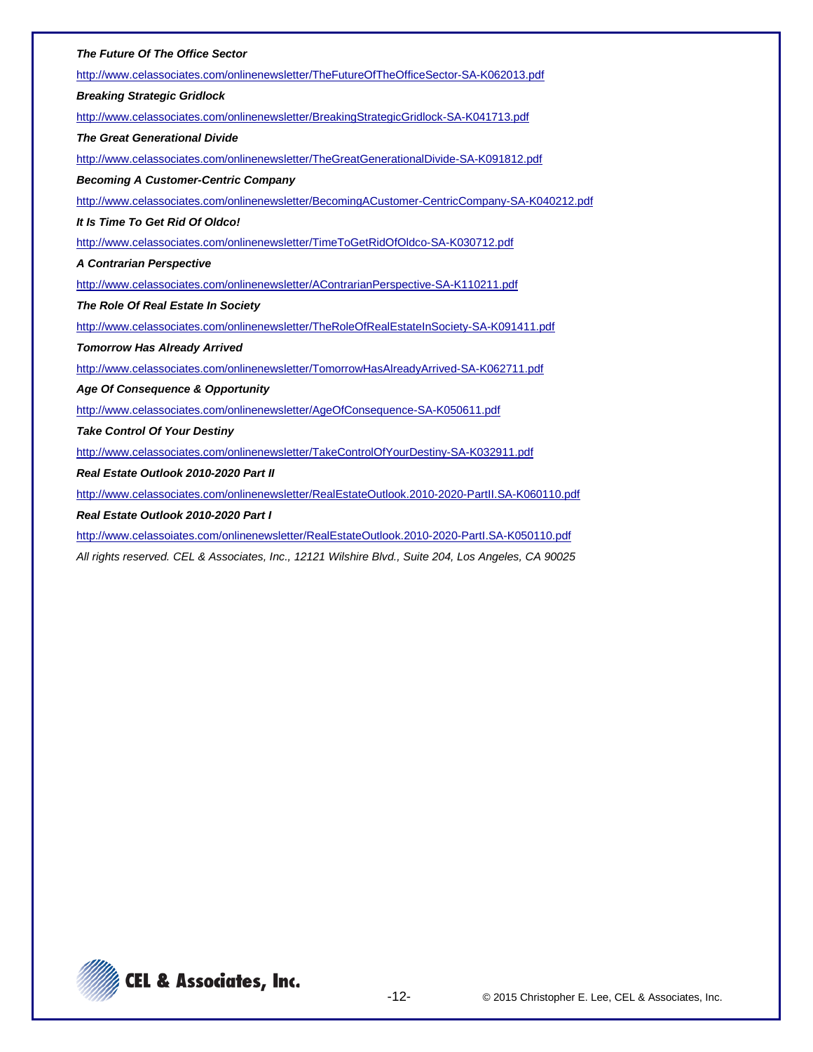***The Future Of The Office Sector***

http://www.celassociates.com/onlinenewsletter/TheFutureOfTheOfficeSector-SA-K062013.pdf

***Breaking Strategic Gridlock***

http://www.celassociates.com/onlinenewsletter/BreakingStrategicGridlock-SA-K041713.pdf

***The Great Generational Divide***

http://www.celassociates.com/onlinenewsletter/TheGreatGenerationalDivide-SA-K091812.pdf

***Becoming A Customer-Centric Company***

http://www.celassociates.com/onlinenewsletter/BecomingACustomer-CentricCompany-SA-K040212.pdf

***It Is Time To Get Rid Of Oldco!***

http://www.celassociates.com/onlinenewsletter/TimeToGetRidOfOldco-SA-K030712.pdf

***A Contrarian Perspective***

http://www.celassociates.com/onlinenewsletter/AContrarianPerspective-SA-K110211.pdf

***The Role Of Real Estate In Society***

http://www.celassociates.com/onlinenewsletter/TheRoleOfRealEstateInSociety-SA-K091411.pdf

***Tomorrow Has Already Arrived***

http://www.celassociates.com/onlinenewsletter/TomorrowHasAlreadyArrived-SA-K062711.pdf

***Age Of Consequence & Opportunity***

http://www.celassociates.com/onlinenewsletter/AgeOfConsequence-SA-K050611.pdf

***Take Control Of Your Destiny***

http://www.celassociates.com/onlinenewsletter/TakeControlOfYourDestiny-SA-K032911.pdf

***Real Estate Outlook 2010-2020 Part II***

http://www.celassociates.com/onlinenewsletter/RealEstateOutlook.2010-2020-PartII.SA-K060110.pdf

***Real Estate Outlook 2010-2020 Part I***

http://www.celassoiates.com/onlinenewsletter/RealEstateOutlook.2010-2020-PartI.SA-K050110.pdf

*All rights reserved. CEL & Associates, Inc., 12121 Wilshire Blvd., Suite 204, Los Angeles, CA 90025*

CEL & Associates, Inc.

© 2015 Christopher E. Lee, CEL & Associates, Inc.